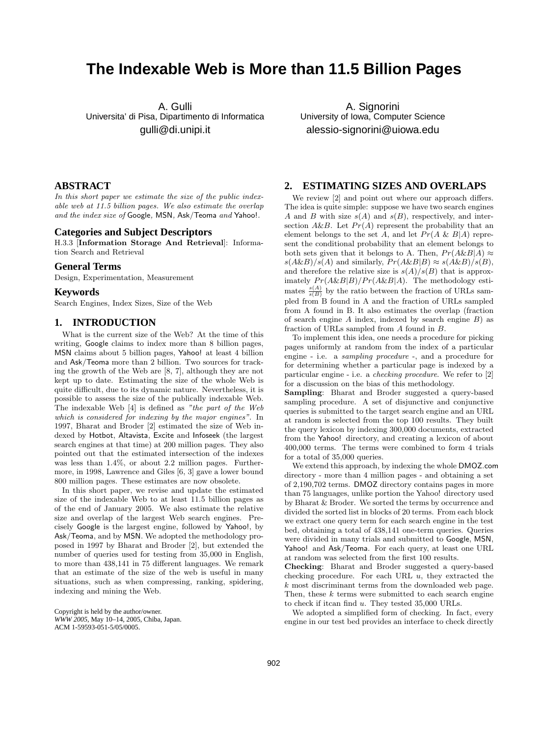# The Indexable Web is More than 11.5 Billion Pages

A. Gulli
Universita' di Pisa, Dipartimento di Informatica
gulli@di.unipi.it

A. Signorini
University of Iowa, Computer Science
alessio-signorini@uiowa.edu

## ABSTRACT

*In this short paper we estimate the size of the public indexable web at 11.5 billion pages. We also estimate the overlap and the index size of* Google, MSN, Ask/Teoma *and* Yahoo!.

### Categories and Subject Descriptors

H.3.3 [**Information Storage And Retrieval**]: Information Search and Retrieval

### General Terms

Design, Experimentation, Measurement

### Keywords

Search Engines, Index Sizes, Size of the Web

## 1. INTRODUCTION

What is the current size of the Web? At the time of this writing, Google claims to index more than 8 billion pages, MSN claims about 5 billion pages, Yahoo! at least 4 billion and Ask/Teoma more than 2 billion. Two sources for tracking the growth of the Web are [8, 7], although they are not kept up to date. Estimating the size of the whole Web is quite difficult, due to its dynamic nature. Nevertheless, it is possible to assess the size of the publically indexable Web. The indexable Web [4] is defined as *"the part of the Web which is considered for indexing by the major engines"*. In 1997, Bharat and Broder [2] estimated the size of Web indexed by Hotbot, Altavista, Excite and Infoseek (the largest search engines at that time) at 200 million pages. They also pointed out that the estimated intersection of the indexes was less than 1.4%, or about 2.2 million pages. Furthermore, in 1998, Lawrence and Giles [6, 3] gave a lower bound 800 million pages. These estimates are now obsolete.

In this short paper, we revise and update the estimated size of the indexable Web to at least 11.5 billion pages as of the end of January 2005. We also estimate the relative size and overlap of the largest Web search engines. Precisely Google is the largest engine, followed by Yahoo!, by Ask/Teoma, and by MSN. We adopted the methodology proposed in 1997 by Bharat and Broder [2], but extended the number of queries used for testing from 35,000 in English, to more than 438,141 in 75 different languages. We remark that an estimate of the size of the web is useful in many situations, such as when compressing, ranking, spidering, indexing and mining the Web.

Copyright is held by the author/owner.
*WWW 2005,* May 10–14, 2005, Chiba, Japan.
ACM 1-59593-051-5/05/0005.

## 2. ESTIMATING SIZES AND OVERLAPS

We review [2] and point out where our approach differs. The idea is quite simple: suppose we have two search engines $A$ and $B$ with size $s(A)$ and $s(B)$, respectively, and intersection $A\&B$. Let $Pr(A)$ represent the probability that an element belongs to the set A, and let $Pr(A \,\&\, B|A)$ represent the conditional probability that an element belongs to both sets given that it belongs to A. Then, $Pr(A\&B|A) \approx s(A\&B)/s(A)$ and similarly, $Pr(A\&B|B) \approx s(A\&B)/s(B)$, and therefore the relative size is $s(A)/s(B)$ that is approximately $Pr(A\&B|B)/Pr(A\&B|A)$. The methodology estimates $\frac{s(A)}{s(B)}$ by the ratio between the fraction of URLs sampled from B found in A and the fraction of URLs sampled from A found in B. It also estimates the overlap (fraction of search engine $A$ index, indexed by search engine $B$) as fraction of URLs sampled from $A$ found in $B$.

To implement this idea, one needs a procedure for picking pages uniformly at random from the index of a particular engine - i.e. a *sampling procedure* -, and a procedure for for determining whether a particular page is indexed by a particular engine - i.e. a *checking procedure*. We refer to [2] for a discussion on the bias of this methodology.

**Sampling**: Bharat and Broder suggested a query-based sampling procedure. A set of disjunctive and conjunctive queries is submitted to the target search engine and an URL at random is selected from the top 100 results. They built the query lexicon by indexing 300,000 documents, extracted from the Yahoo! directory, and creating a lexicon of about 400,000 terms. The terms were combined to form 4 trials for a total of 35,000 queries.

We extend this approach, by indexing the whole DMOZ.com directory - more than 4 million pages - and obtaining a set of 2,190,702 terms. DMOZ directory contains pages in more than 75 languages, unlike portion the Yahoo! directory used by Bharat & Broder. We sorted the terms by occurrence and divided the sorted list in blocks of 20 terms. From each block we extract one query term for each search engine in the test bed, obtaining a total of 438,141 one-term queries. Queries were divided in many trials and submitted to Google, MSN, Yahoo! and Ask/Teoma. For each query, at least one URL at random was selected from the first 100 results.

**Checking**: Bharat and Broder suggested a query-based checking procedure. For each URL $u$, they extracted the $k$ most discriminant terms from the downloaded web page. Then, these $k$ terms were submitted to each search engine to check if itcan find $u$. They tested 35,000 URLs.

We adopted a simplified form of checking. In fact, every engine in our test bed provides an interface to check directly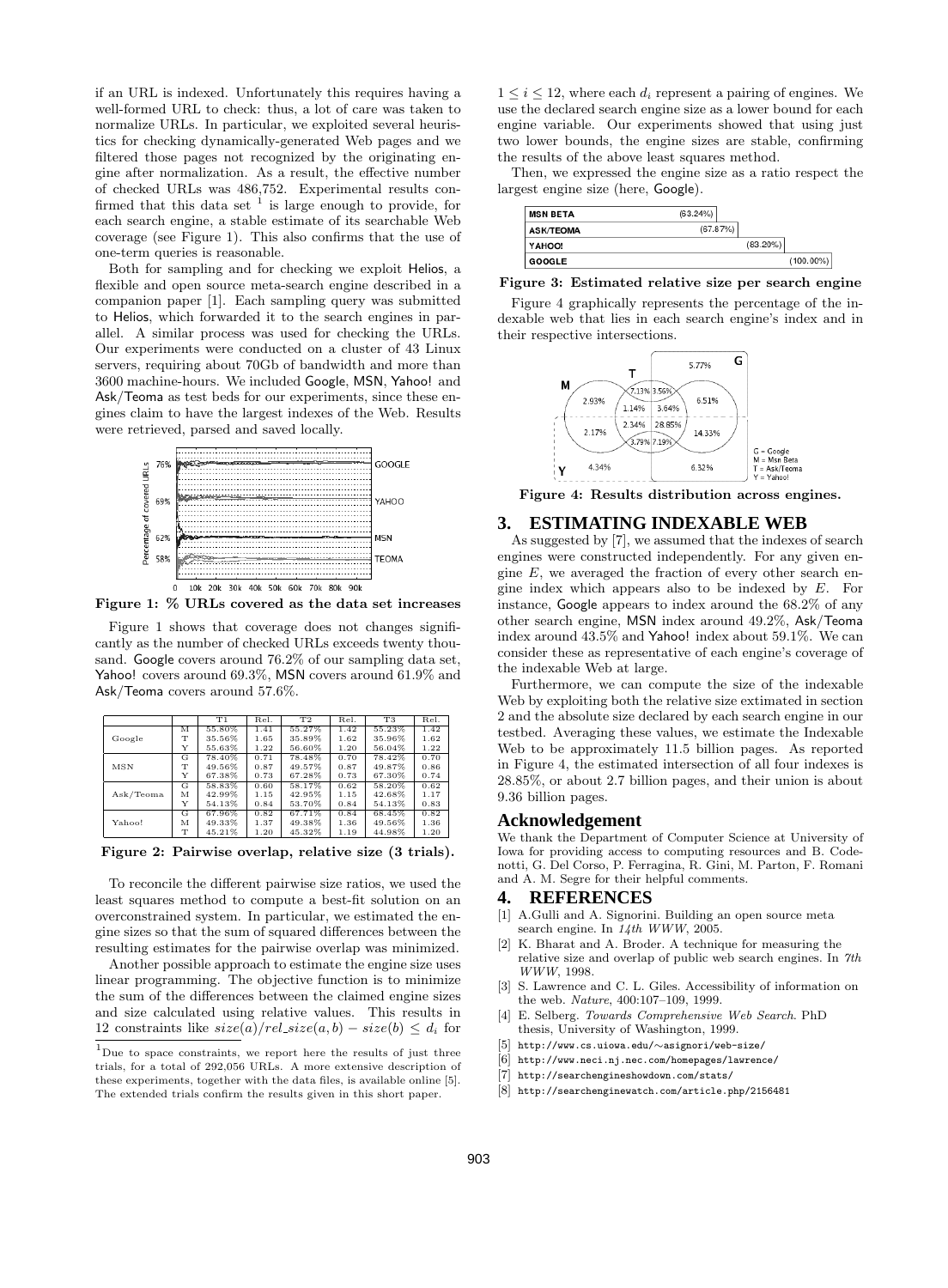if an URL is indexed. Unfortunately this requires having a well-formed URL to check: thus, a lot of care was taken to normalize URLs. In particular, we exploited several heuristics for checking dynamically-generated Web pages and we filtered those pages not recognized by the originating engine after normalization. As a result, the effective number of checked URLs was 486,752. Experimental results confirmed that this data set [1] is large enough to provide, for each search engine, a stable estimate of its searchable Web coverage (see Figure 1). This also confirms that the use of one-term queries is reasonable.

Both for sampling and for checking we exploit Helios, a flexible and open source meta-search engine described in a companion paper [1]. Each sampling query was submitted to Helios, which forwarded it to the search engines in parallel. A similar process was used for checking the URLs. Our experiments were conducted on a cluster of 43 Linux servers, requiring about 70Gb of bandwidth and more than 3600 machine-hours. We included Google, MSN, Yahoo! and Ask/Teoma as test beds for our experiments, since these engines claim to have the largest indexes of the Web. Results were retrieved, parsed and saved locally.

Percentage of covered URLs
76%
69%
62%
58%
GOOGLE
YAHOO
MSN
TEOMA
0 10k 20k 30k 40k 50k 60k 70k 80k 90k

**Figure 1: % URLs covered as the data set increases**

Figure 1 shows that coverage does not changes significantly as the number of checked URLs exceeds twenty thousand. Google covers around 76.2% of our sampling data set, Yahoo! covers around 69.3%, MSN covers around 61.9% and Ask/Teoma covers around 57.6%.

| | | T1 | Rel. | T2 | Rel. | T3 | Rel. |
|---|---|---|---|---|---|---|---|
| Google | M | 55.80% | 1.41 | 55.27% | 1.42 | 55.23% | 1.42 |
| | T | 35.56% | 1.65 | 35.89% | 1.62 | 35.96% | 1.62 |
| | Y | 55.63% | 1.22 | 56.60% | 1.20 | 56.04% | 1.22 |
| MSN | G | 78.40% | 0.71 | 78.48% | 0.70 | 78.42% | 0.70 |
| | T | 49.56% | 0.87 | 49.57% | 0.87 | 49.87% | 0.86 |
| | Y | 67.38% | 0.73 | 67.28% | 0.73 | 67.30% | 0.74 |
| Ask/Teoma | G | 58.83% | 0.60 | 58.17% | 0.62 | 58.20% | 0.62 |
| | M | 42.99% | 1.15 | 42.95% | 1.15 | 42.68% | 1.17 |
| | Y | 54.13% | 0.84 | 53.70% | 0.84 | 54.13% | 0.83 |
| Yahoo! | G | 67.96% | 0.82 | 67.71% | 0.84 | 68.45% | 0.82 |
| | M | 49.33% | 1.37 | 49.38% | 1.36 | 49.56% | 1.36 |
| | T | 45.21% | 1.20 | 45.32% | 1.19 | 44.98% | 1.20 |

**Figure 2: Pairwise overlap, relative size (3 trials).**

To reconcile the different pairwise size ratios, we used the least squares method to compute a best-fit solution on an overconstrained system. In particular, we estimated the engine sizes so that the sum of squared differences between the resulting estimates for the pairwise overlap was minimized.

Another possible approach to estimate the engine size uses linear programming. The objective function is to minimize the sum of the differences between the claimed engine sizes and size calculated using relative values. This results in 12 constraints like $size(a)/rel\_size(a,b) - size(b) \leq d_i$ for $1 \leq i \leq 12$, where each $d_i$ represent a pairing of engines. We use the declared search engine size as a lower bound for each engine variable. Our experiments showed that using just two lower bounds, the engine sizes are stable, confirming the results of the above least squares method.

Then, we expressed the engine size as a ratio respect the largest engine size (here, Google).

MSN BETA (63.24%)
ASK/TEOMA (67.87%)
YAHOO! (83.20%)
GOOGLE (100.00%)

**Figure 3: Estimated relative size per search engine**

Figure 4 graphically represents the percentage of the indexable web that lies in each search engine's index and in their respective intersections.

M T G Y
5.77%
7.13% 3.56%
2.93% 1.14% 3.64% 6.51%
2.34% 28.85%
2.17% 14.33%
3.79% 7.19%
4.34% 6.32%
G = Google
M = Msn Beta
T = Ask/Teoma
Y = Yahoo!

**Figure 4: Results distribution across engines.**

## 3. ESTIMATING INDEXABLE WEB

As suggested by [7], we assumed that the indexes of search engines were constructed independently. For any given engine $E$, we averaged the fraction of every other search engine index which appears also to be indexed by $E$. For instance, Google appears to index around the 68.2% of any other search engine, MSN index around 49.2%, Ask/Teoma index around 43.5% and Yahoo! index about 59.1%. We can consider these as representative of each engine's coverage of the indexable Web at large.

Furthermore, we can compute the size of the indexable Web by exploiting both the relative size estimated in section 2 and the absolute size declared by each search engine in our testbed. Averaging these values, we estimate the Indexable Web to be approximately 11.5 billion pages. As reported in Figure 4, the estimated intersection of all four indexes is 28.85%, or about 2.7 billion pages, and their union is about 9.36 billion pages.

## Acknowledgement

We thank the Department of Computer Science at University of Iowa for providing access to computing resources and B. Codenotti, G. Del Corso, P. Ferragina, R. Gini, M. Parton, F. Romani and A. M. Segre for their helpful comments.

## 4. REFERENCES

[1] A.Gulli and A. Signorini. Building an open source meta search engine. In *14th WWW*, 2005.

[2] K. Bharat and A. Broder. A technique for measuring the relative size and overlap of public web search engines. In *7th WWW*, 1998.

[3] S. Lawrence and C. L. Giles. Accessibility of information on the web. *Nature*, 400:107–109, 1999.

[4] E. Selberg. *Towards Comprehensive Web Search*. PhD thesis, University of Washington, 1999.

[5] http://www.cs.uiowa.edu/∼asignori/web-size/

[6] http://www.neci.nj.nec.com/homepages/lawrence/

[7] http://searchengineshowdown.com/stats/

[8] http://searchenginewatch.com/article.php/2156481

[1] Due to space constraints, we report here the results of just three trials, for a total of 292,056 URLs. A more extensive description of these experiments, together with the data files, is available online [5]. The extended trials confirm the results given in this short paper.